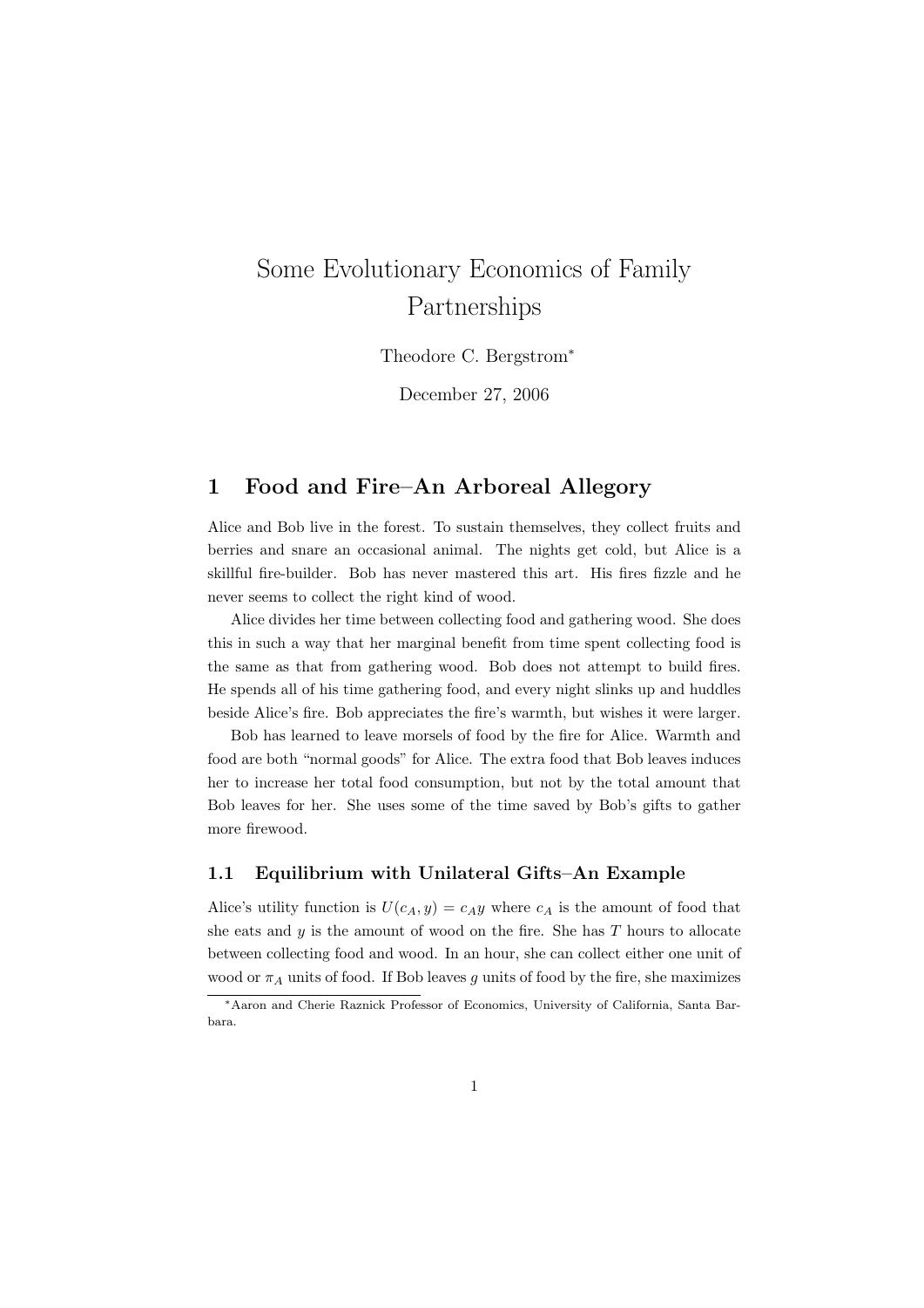# Some Evolutionary Economics of Family Partnerships

Theodore C. Bergstrom*

December 27, 2006

## 1 Food and Fire–An Arboreal Allegory

Alice and Bob live in the forest. To sustain themselves, they collect fruits and berries and snare an occasional animal. The nights get cold, but Alice is a skillful fire-builder. Bob has never mastered this art. His fires fizzle and he never seems to collect the right kind of wood.

Alice divides her time between collecting food and gathering wood. She does this in such a way that her marginal benefit from time spent collecting food is the same as that from gathering wood. Bob does not attempt to build fires. He spends all of his time gathering food, and every night slinks up and huddles beside Alice's fire. Bob appreciates the fire's warmth, but wishes it were larger.

Bob has learned to leave morsels of food by the fire for Alice. Warmth and food are both "normal goods" for Alice. The extra food that Bob leaves induces her to increase her total food consumption, but not by the total amount that Bob leaves for her. She uses some of the time saved by Bob's gifts to gather more firewood.

### 1.1 Equilibrium with Unilateral Gifts–An Example

Alice's utility function is $U(c_A, y) = c_A y$ where $c_A$ is the amount of food that she eats and $y$ is the amount of wood on the fire. She has $T$ hours to allocate between collecting food and wood. In an hour, she can collect either one unit of wood or $\pi_A$ units of food. If Bob leaves $g$ units of food by the fire, she maximizes

*Aaron and Cherie Raznick Professor of Economics, University of California, Santa Barbara.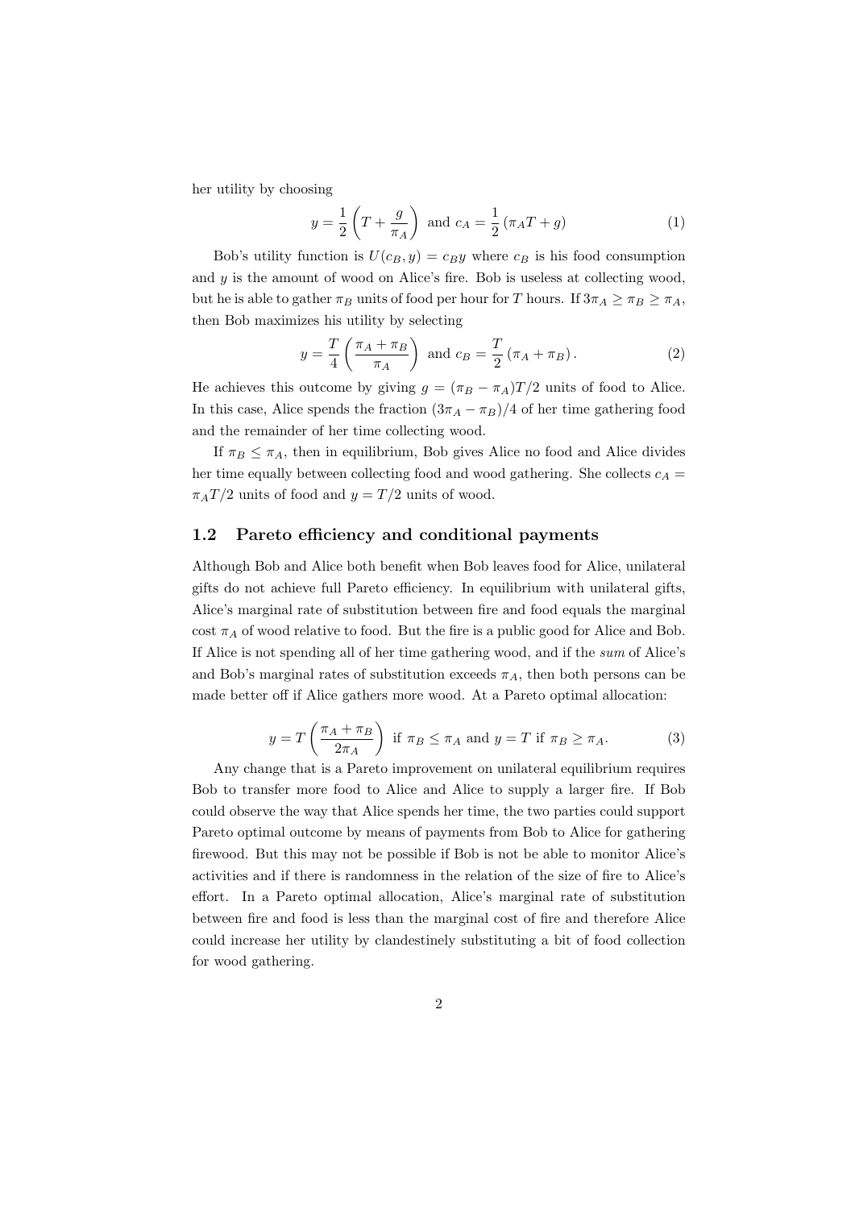her utility by choosing

$$y = \frac{1}{2}\left(T + \frac{g}{\pi_A}\right) \text{ and } c_A = \frac{1}{2}\left(\pi_A T + g\right) \tag{1}$$

Bob's utility function is $U(c_B, y) = c_B y$ where $c_B$ is his food consumption and $y$ is the amount of wood on Alice's fire. Bob is useless at collecting wood, but he is able to gather $\pi_B$ units of food per hour for $T$ hours. If $3\pi_A \geq \pi_B \geq \pi_A$, then Bob maximizes his utility by selecting

$$y = \frac{T}{4}\left(\frac{\pi_A + \pi_B}{\pi_A}\right) \text{ and } c_B = \frac{T}{2}\left(\pi_A + \pi_B\right). \tag{2}$$

He achieves this outcome by giving $g = (\pi_B - \pi_A)T/2$ units of food to Alice. In this case, Alice spends the fraction $(3\pi_A - \pi_B)/4$ of her time gathering food and the remainder of her time collecting wood.

If $\pi_B \leq \pi_A$, then in equilibrium, Bob gives Alice no food and Alice divides her time equally between collecting food and wood gathering. She collects $c_A = \pi_A T/2$ units of food and $y = T/2$ units of wood.

## 1.2 Pareto efficiency and conditional payments

Although Bob and Alice both benefit when Bob leaves food for Alice, unilateral gifts do not achieve full Pareto efficiency. In equilibrium with unilateral gifts, Alice's marginal rate of substitution between fire and food equals the marginal cost $\pi_A$ of wood relative to food. But the fire is a public good for Alice and Bob. If Alice is not spending all of her time gathering wood, and if the *sum* of Alice's and Bob's marginal rates of substitution exceeds $\pi_A$, then both persons can be made better off if Alice gathers more wood. At a Pareto optimal allocation:

$$y = T\left(\frac{\pi_A + \pi_B}{2\pi_A}\right) \text{ if } \pi_B \leq \pi_A \text{ and } y = T \text{ if } \pi_B \geq \pi_A. \tag{3}$$

Any change that is a Pareto improvement on unilateral equilibrium requires Bob to transfer more food to Alice and Alice to supply a larger fire. If Bob could observe the way that Alice spends her time, the two parties could support Pareto optimal outcome by means of payments from Bob to Alice for gathering firewood. But this may not be possible if Bob is not be able to monitor Alice's activities and if there is randomness in the relation of the size of fire to Alice's effort. In a Pareto optimal allocation, Alice's marginal rate of substitution between fire and food is less than the marginal cost of fire and therefore Alice could increase her utility by clandestinely substituting a bit of food collection for wood gathering.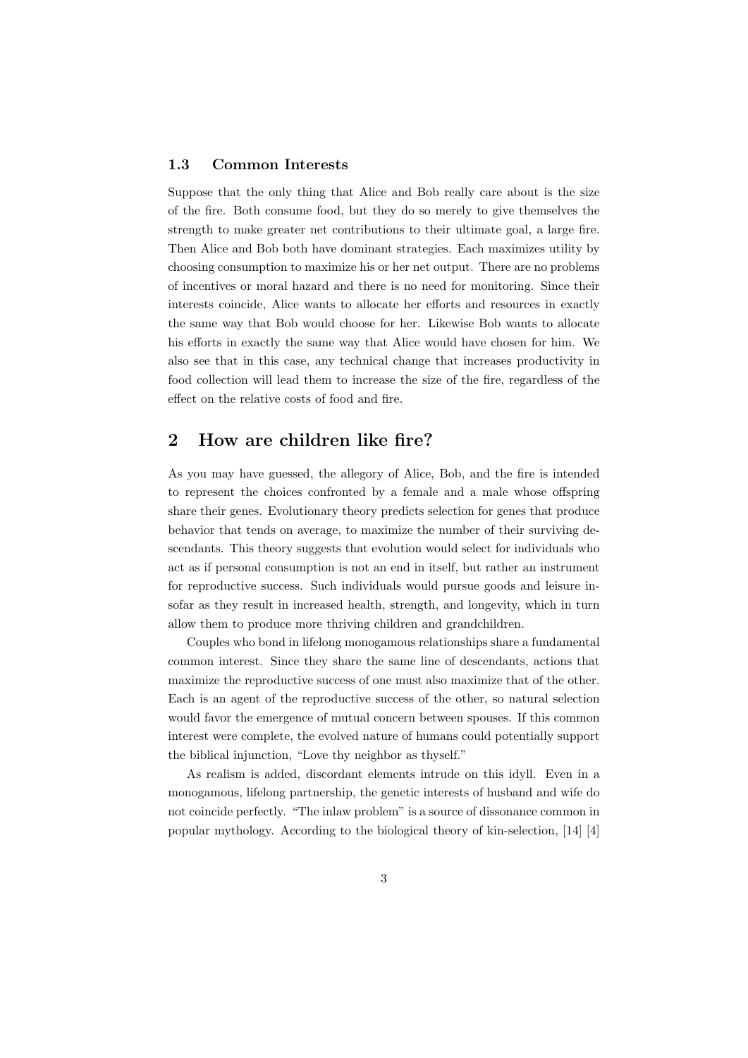### 1.3 Common Interests

Suppose that the only thing that Alice and Bob really care about is the size of the fire. Both consume food, but they do so merely to give themselves the strength to make greater net contributions to their ultimate goal, a large fire. Then Alice and Bob both have dominant strategies. Each maximizes utility by choosing consumption to maximize his or her net output. There are no problems of incentives or moral hazard and there is no need for monitoring. Since their interests coincide, Alice wants to allocate her efforts and resources in exactly the same way that Bob would choose for her. Likewise Bob wants to allocate his efforts in exactly the same way that Alice would have chosen for him. We also see that in this case, any technical change that increases productivity in food collection will lead them to increase the size of the fire, regardless of the effect on the relative costs of food and fire.

## 2 How are children like fire?

As you may have guessed, the allegory of Alice, Bob, and the fire is intended to represent the choices confronted by a female and a male whose offspring share their genes. Evolutionary theory predicts selection for genes that produce behavior that tends on average, to maximize the number of their surviving descendants. This theory suggests that evolution would select for individuals who act as if personal consumption is not an end in itself, but rather an instrument for reproductive success. Such individuals would pursue goods and leisure insofar as they result in increased health, strength, and longevity, which in turn allow them to produce more thriving children and grandchildren.

Couples who bond in lifelong monogamous relationships share a fundamental common interest. Since they share the same line of descendants, actions that maximize the reproductive success of one must also maximize that of the other. Each is an agent of the reproductive success of the other, so natural selection would favor the emergence of mutual concern between spouses. If this common interest were complete, the evolved nature of humans could potentially support the biblical injunction, "Love thy neighbor as thyself."

As realism is added, discordant elements intrude on this idyll. Even in a monogamous, lifelong partnership, the genetic interests of husband and wife do not coincide perfectly. "The inlaw problem" is a source of dissonance common in popular mythology. According to the biological theory of kin-selection, [14] [4]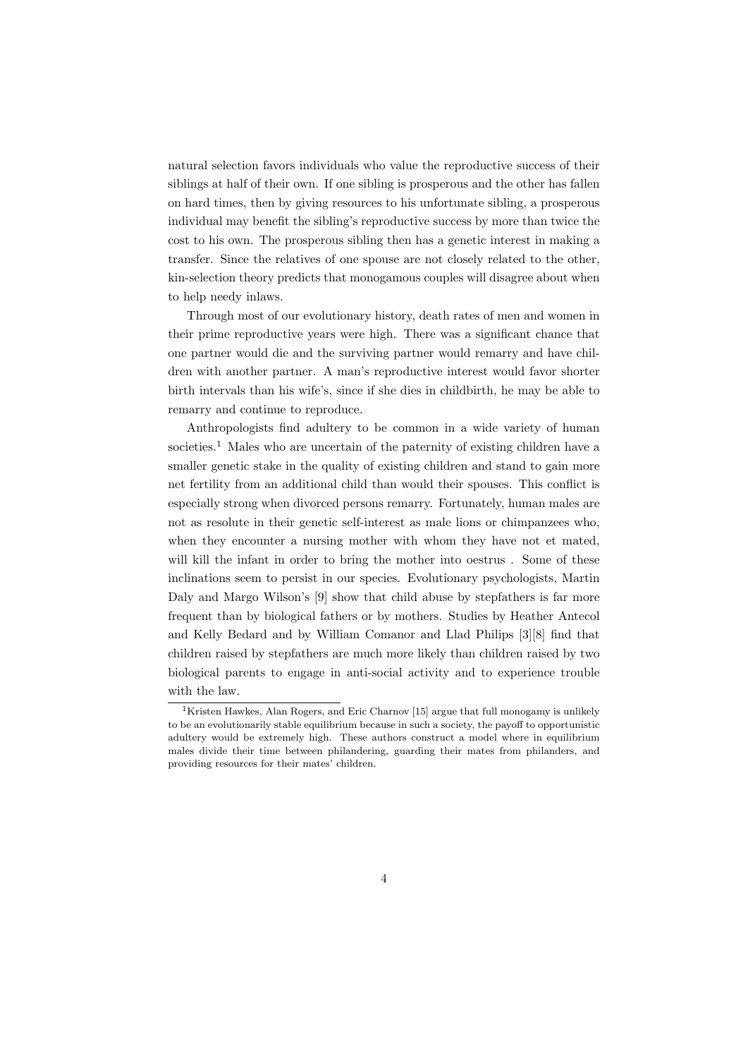natural selection favors individuals who value the reproductive success of their siblings at half of their own. If one sibling is prosperous and the other has fallen on hard times, then by giving resources to his unfortunate sibling, a prosperous individual may benefit the sibling's reproductive success by more than twice the cost to his own. The prosperous sibling then has a genetic interest in making a transfer. Since the relatives of one spouse are not closely related to the other, kin-selection theory predicts that monogamous couples will disagree about when to help needy inlaws.

Through most of our evolutionary history, death rates of men and women in their prime reproductive years were high. There was a significant chance that one partner would die and the surviving partner would remarry and have children with another partner. A man's reproductive interest would favor shorter birth intervals than his wife's, since if she dies in childbirth, he may be able to remarry and continue to reproduce.

Anthropologists find adultery to be common in a wide variety of human societies.[1] Males who are uncertain of the paternity of existing children have a smaller genetic stake in the quality of existing children and stand to gain more net fertility from an additional child than would their spouses. This conflict is especially strong when divorced persons remarry. Fortunately, human males are not as resolute in their genetic self-interest as male lions or chimpanzees who, when they encounter a nursing mother with whom they have not et mated, will kill the infant in order to bring the mother into oestrus . Some of these inclinations seem to persist in our species. Evolutionary psychologists, Martin Daly and Margo Wilson's [9] show that child abuse by stepfathers is far more frequent than by biological fathers or by mothers. Studies by Heather Antecol and Kelly Bedard and by William Comanor and Llad Philips [3][8] find that children raised by stepfathers are much more likely than children raised by two biological parents to engage in anti-social activity and to experience trouble with the law.

[1] Kristen Hawkes, Alan Rogers, and Eric Charnov [15] argue that full monogamy is unlikely to be an evolutionarily stable equilibrium because in such a society, the payoff to opportunistic adultery would be extremely high. These authors construct a model where in equilibrium males divide their time between philandering, guarding their mates from philanders, and providing resources for their mates' children.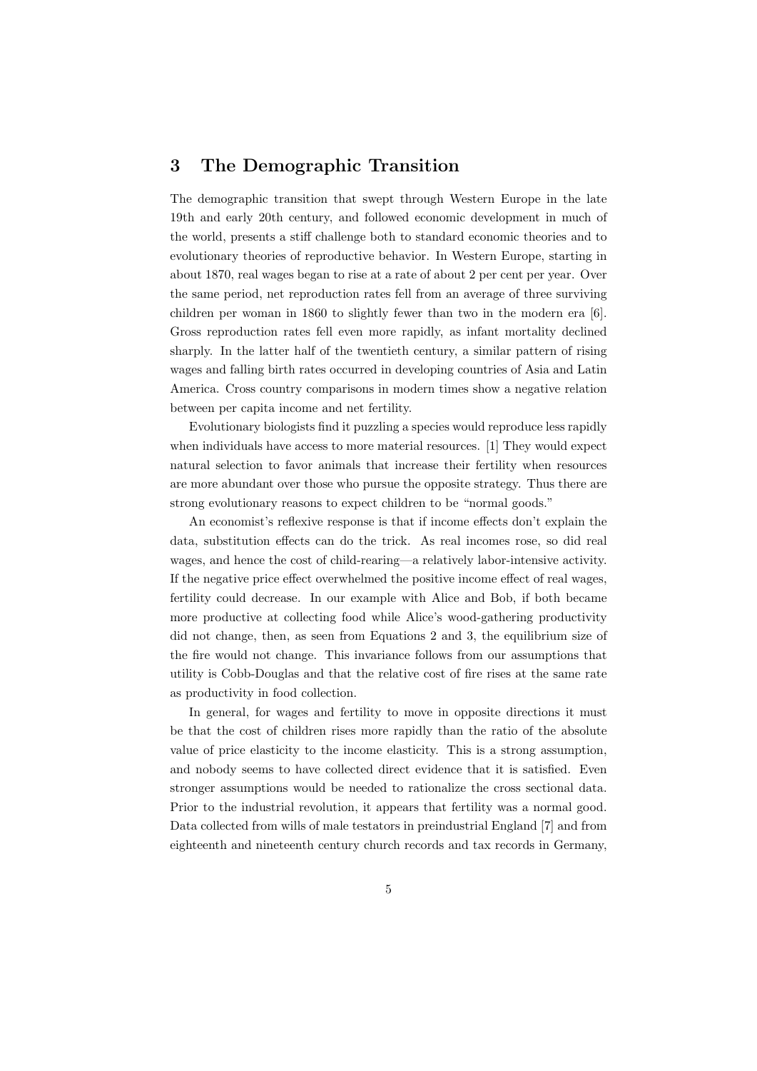## 3 The Demographic Transition

The demographic transition that swept through Western Europe in the late 19th and early 20th century, and followed economic development in much of the world, presents a stiff challenge both to standard economic theories and to evolutionary theories of reproductive behavior. In Western Europe, starting in about 1870, real wages began to rise at a rate of about 2 per cent per year. Over the same period, net reproduction rates fell from an average of three surviving children per woman in 1860 to slightly fewer than two in the modern era [6]. Gross reproduction rates fell even more rapidly, as infant mortality declined sharply. In the latter half of the twentieth century, a similar pattern of rising wages and falling birth rates occurred in developing countries of Asia and Latin America. Cross country comparisons in modern times show a negative relation between per capita income and net fertility.

Evolutionary biologists find it puzzling a species would reproduce less rapidly when individuals have access to more material resources. [1] They would expect natural selection to favor animals that increase their fertility when resources are more abundant over those who pursue the opposite strategy. Thus there are strong evolutionary reasons to expect children to be "normal goods."

An economist's reflexive response is that if income effects don't explain the data, substitution effects can do the trick. As real incomes rose, so did real wages, and hence the cost of child-rearing—a relatively labor-intensive activity. If the negative price effect overwhelmed the positive income effect of real wages, fertility could decrease. In our example with Alice and Bob, if both became more productive at collecting food while Alice's wood-gathering productivity did not change, then, as seen from Equations 2 and 3, the equilibrium size of the fire would not change. This invariance follows from our assumptions that utility is Cobb-Douglas and that the relative cost of fire rises at the same rate as productivity in food collection.

In general, for wages and fertility to move in opposite directions it must be that the cost of children rises more rapidly than the ratio of the absolute value of price elasticity to the income elasticity. This is a strong assumption, and nobody seems to have collected direct evidence that it is satisfied. Even stronger assumptions would be needed to rationalize the cross sectional data. Prior to the industrial revolution, it appears that fertility was a normal good. Data collected from wills of male testators in preindustrial England [7] and from eighteenth and nineteenth century church records and tax records in Germany,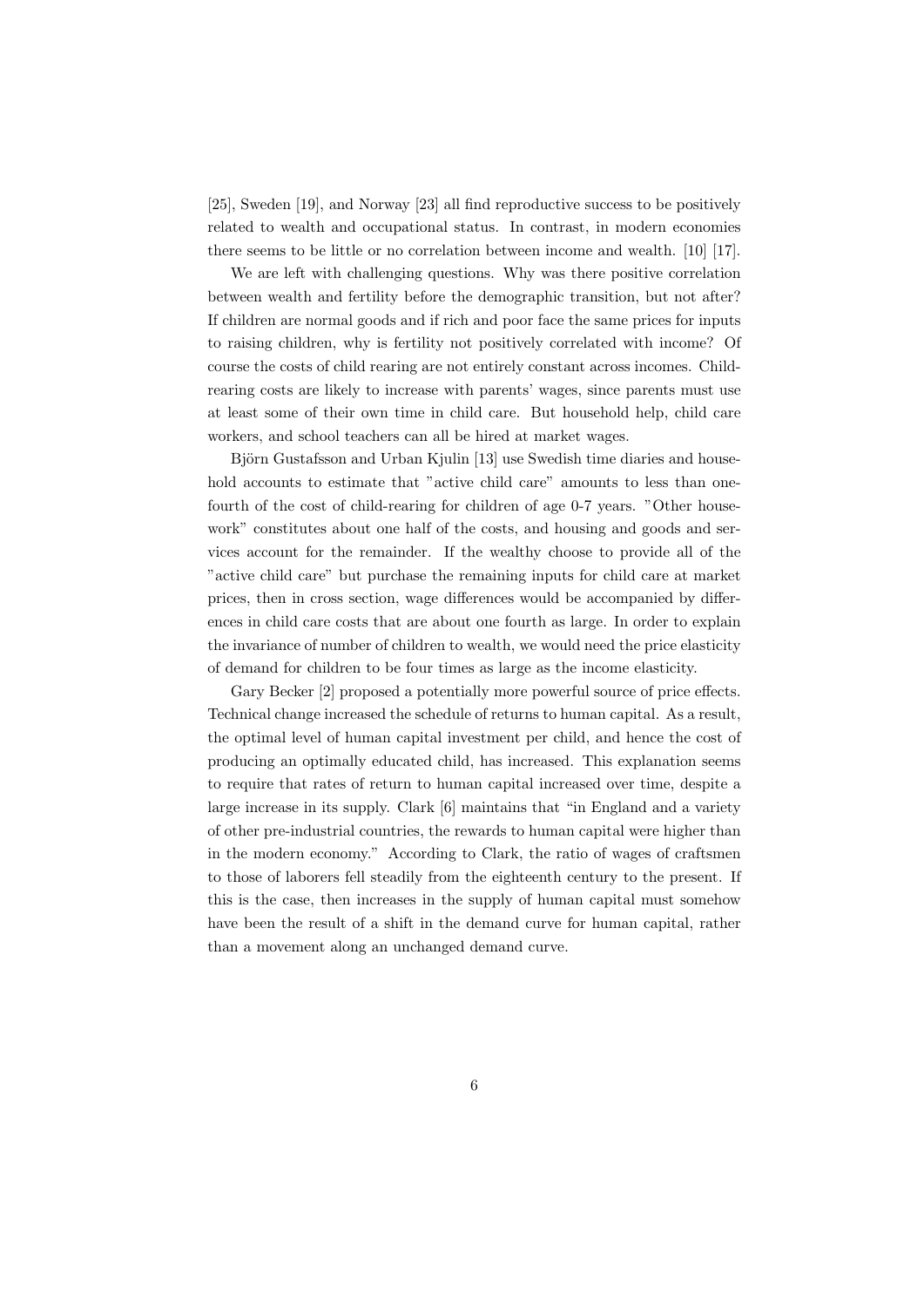[25], Sweden [19], and Norway [23] all find reproductive success to be positively related to wealth and occupational status. In contrast, in modern economies there seems to be little or no correlation between income and wealth. [10] [17].

We are left with challenging questions. Why was there positive correlation between wealth and fertility before the demographic transition, but not after? If children are normal goods and if rich and poor face the same prices for inputs to raising children, why is fertility not positively correlated with income? Of course the costs of child rearing are not entirely constant across incomes. Child-rearing costs are likely to increase with parents' wages, since parents must use at least some of their own time in child care. But household help, child care workers, and school teachers can all be hired at market wages.

Björn Gustafsson and Urban Kjulin [13] use Swedish time diaries and household accounts to estimate that "active child care" amounts to less than one-fourth of the cost of child-rearing for children of age 0-7 years. "Other housework" constitutes about one half of the costs, and housing and goods and services account for the remainder. If the wealthy choose to provide all of the "active child care" but purchase the remaining inputs for child care at market prices, then in cross section, wage differences would be accompanied by differences in child care costs that are about one fourth as large. In order to explain the invariance of number of children to wealth, we would need the price elasticity of demand for children to be four times as large as the income elasticity.

Gary Becker [2] proposed a potentially more powerful source of price effects. Technical change increased the schedule of returns to human capital. As a result, the optimal level of human capital investment per child, and hence the cost of producing an optimally educated child, has increased. This explanation seems to require that rates of return to human capital increased over time, despite a large increase in its supply. Clark [6] maintains that "in England and a variety of other pre-industrial countries, the rewards to human capital were higher than in the modern economy." According to Clark, the ratio of wages of craftsmen to those of laborers fell steadily from the eighteenth century to the present. If this is the case, then increases in the supply of human capital must somehow have been the result of a shift in the demand curve for human capital, rather than a movement along an unchanged demand curve.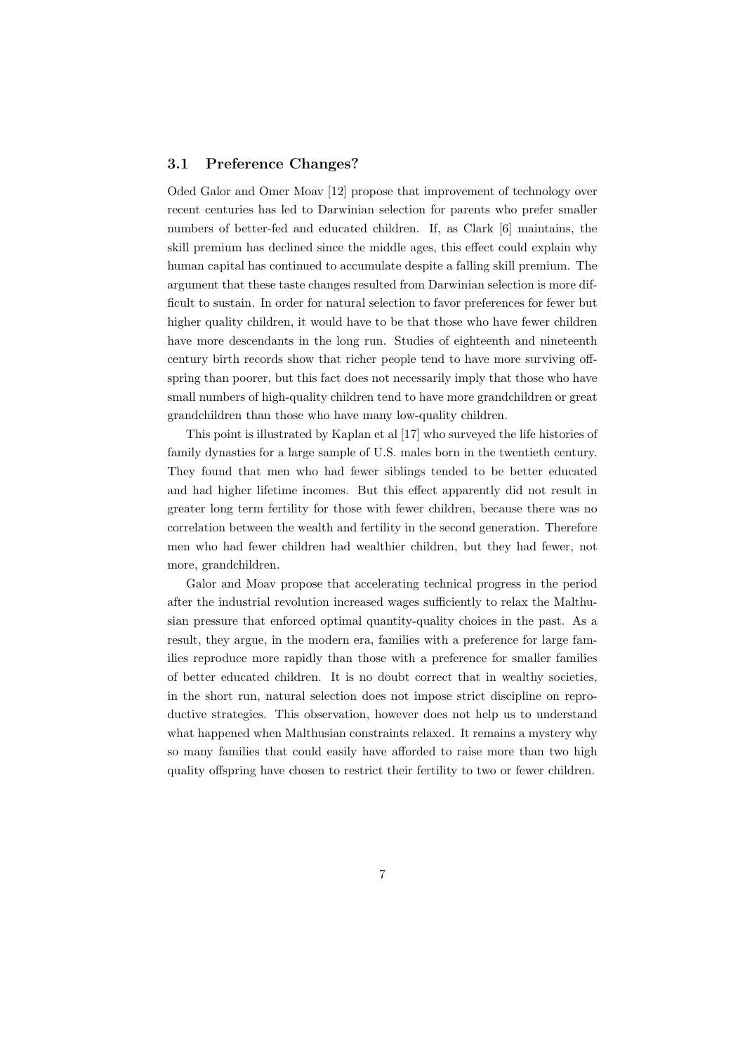### 3.1 Preference Changes?

Oded Galor and Omer Moav [12] propose that improvement of technology over recent centuries has led to Darwinian selection for parents who prefer smaller numbers of better-fed and educated children. If, as Clark [6] maintains, the skill premium has declined since the middle ages, this effect could explain why human capital has continued to accumulate despite a falling skill premium. The argument that these taste changes resulted from Darwinian selection is more difficult to sustain. In order for natural selection to favor preferences for fewer but higher quality children, it would have to be that those who have fewer children have more descendants in the long run. Studies of eighteenth and nineteenth century birth records show that richer people tend to have more surviving offspring than poorer, but this fact does not necessarily imply that those who have small numbers of high-quality children tend to have more grandchildren or great grandchildren than those who have many low-quality children.

This point is illustrated by Kaplan et al [17] who surveyed the life histories of family dynasties for a large sample of U.S. males born in the twentieth century. They found that men who had fewer siblings tended to be better educated and had higher lifetime incomes. But this effect apparently did not result in greater long term fertility for those with fewer children, because there was no correlation between the wealth and fertility in the second generation. Therefore men who had fewer children had wealthier children, but they had fewer, not more, grandchildren.

Galor and Moav propose that accelerating technical progress in the period after the industrial revolution increased wages sufficiently to relax the Malthusian pressure that enforced optimal quantity-quality choices in the past. As a result, they argue, in the modern era, families with a preference for large families reproduce more rapidly than those with a preference for smaller families of better educated children. It is no doubt correct that in wealthy societies, in the short run, natural selection does not impose strict discipline on reproductive strategies. This observation, however does not help us to understand what happened when Malthusian constraints relaxed. It remains a mystery why so many families that could easily have afforded to raise more than two high quality offspring have chosen to restrict their fertility to two or fewer children.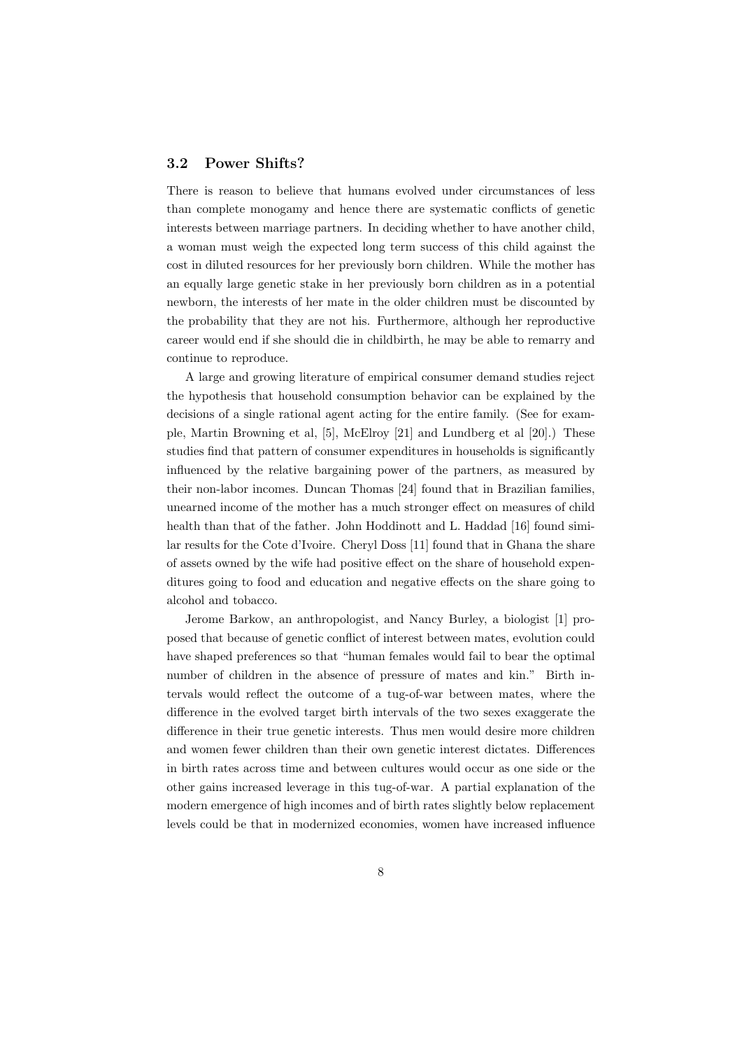### 3.2 Power Shifts?

There is reason to believe that humans evolved under circumstances of less than complete monogamy and hence there are systematic conflicts of genetic interests between marriage partners. In deciding whether to have another child, a woman must weigh the expected long term success of this child against the cost in diluted resources for her previously born children. While the mother has an equally large genetic stake in her previously born children as in a potential newborn, the interests of her mate in the older children must be discounted by the probability that they are not his. Furthermore, although her reproductive career would end if she should die in childbirth, he may be able to remarry and continue to reproduce.

A large and growing literature of empirical consumer demand studies reject the hypothesis that household consumption behavior can be explained by the decisions of a single rational agent acting for the entire family. (See for example, Martin Browning et al, [5], McElroy [21] and Lundberg et al [20].) These studies find that pattern of consumer expenditures in households is significantly influenced by the relative bargaining power of the partners, as measured by their non-labor incomes. Duncan Thomas [24] found that in Brazilian families, unearned income of the mother has a much stronger effect on measures of child health than that of the father. John Hoddinott and L. Haddad [16] found similar results for the Cote d'Ivoire. Cheryl Doss [11] found that in Ghana the share of assets owned by the wife had positive effect on the share of household expenditures going to food and education and negative effects on the share going to alcohol and tobacco.

Jerome Barkow, an anthropologist, and Nancy Burley, a biologist [1] proposed that because of genetic conflict of interest between mates, evolution could have shaped preferences so that "human females would fail to bear the optimal number of children in the absence of pressure of mates and kin." Birth intervals would reflect the outcome of a tug-of-war between mates, where the difference in the evolved target birth intervals of the two sexes exaggerate the difference in their true genetic interests. Thus men would desire more children and women fewer children than their own genetic interest dictates. Differences in birth rates across time and between cultures would occur as one side or the other gains increased leverage in this tug-of-war. A partial explanation of the modern emergence of high incomes and of birth rates slightly below replacement levels could be that in modernized economies, women have increased influence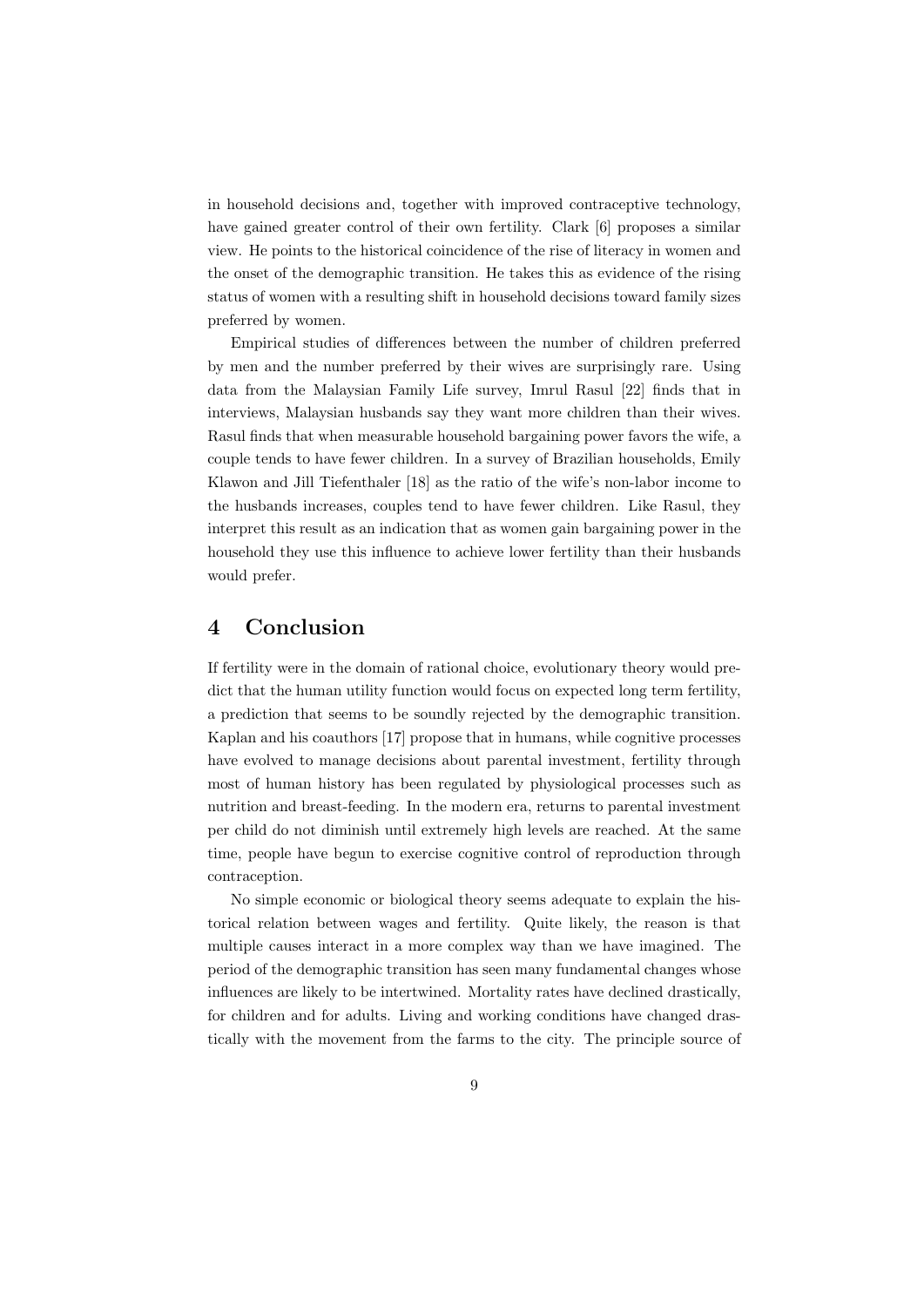in household decisions and, together with improved contraceptive technology, have gained greater control of their own fertility. Clark [6] proposes a similar view. He points to the historical coincidence of the rise of literacy in women and the onset of the demographic transition. He takes this as evidence of the rising status of women with a resulting shift in household decisions toward family sizes preferred by women.

Empirical studies of differences between the number of children preferred by men and the number preferred by their wives are surprisingly rare. Using data from the Malaysian Family Life survey, Imrul Rasul [22] finds that in interviews, Malaysian husbands say they want more children than their wives. Rasul finds that when measurable household bargaining power favors the wife, a couple tends to have fewer children. In a survey of Brazilian households, Emily Klawon and Jill Tiefenthaler [18] as the ratio of the wife's non-labor income to the husbands increases, couples tend to have fewer children. Like Rasul, they interpret this result as an indication that as women gain bargaining power in the household they use this influence to achieve lower fertility than their husbands would prefer.

## 4 Conclusion

If fertility were in the domain of rational choice, evolutionary theory would predict that the human utility function would focus on expected long term fertility, a prediction that seems to be soundly rejected by the demographic transition. Kaplan and his coauthors [17] propose that in humans, while cognitive processes have evolved to manage decisions about parental investment, fertility through most of human history has been regulated by physiological processes such as nutrition and breast-feeding. In the modern era, returns to parental investment per child do not diminish until extremely high levels are reached. At the same time, people have begun to exercise cognitive control of reproduction through contraception.

No simple economic or biological theory seems adequate to explain the historical relation between wages and fertility. Quite likely, the reason is that multiple causes interact in a more complex way than we have imagined. The period of the demographic transition has seen many fundamental changes whose influences are likely to be intertwined. Mortality rates have declined drastically, for children and for adults. Living and working conditions have changed drastically with the movement from the farms to the city. The principle source of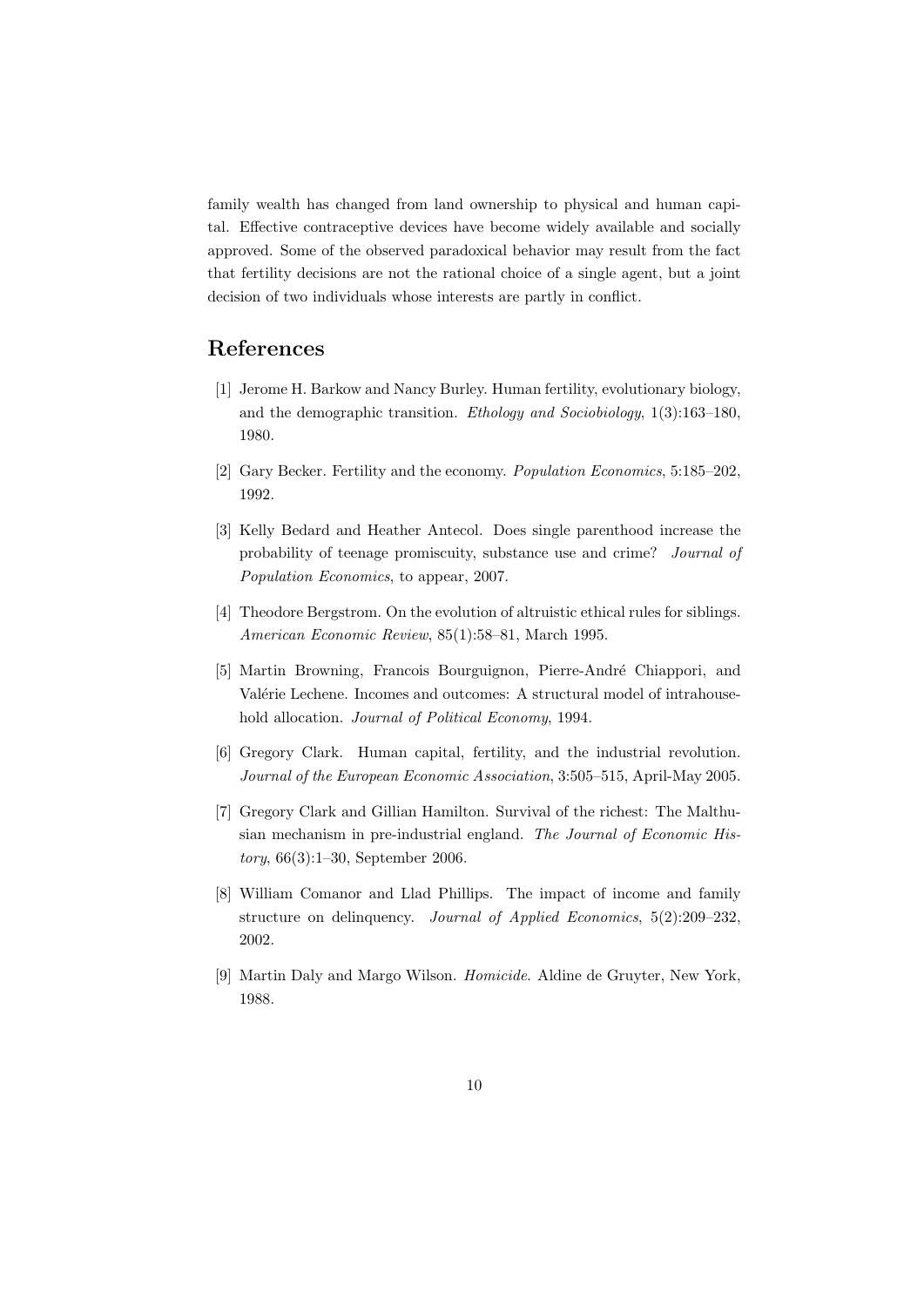family wealth has changed from land ownership to physical and human capital. Effective contraceptive devices have become widely available and socially approved. Some of the observed paradoxical behavior may result from the fact that fertility decisions are not the rational choice of a single agent, but a joint decision of two individuals whose interests are partly in conflict.

## References

[1] Jerome H. Barkow and Nancy Burley. Human fertility, evolutionary biology, and the demographic transition. *Ethology and Sociobiology*, 1(3):163–180, 1980.

[2] Gary Becker. Fertility and the economy. *Population Economics*, 5:185–202, 1992.

[3] Kelly Bedard and Heather Antecol. Does single parenthood increase the probability of teenage promiscuity, substance use and crime? *Journal of Population Economics*, to appear, 2007.

[4] Theodore Bergstrom. On the evolution of altruistic ethical rules for siblings. *American Economic Review*, 85(1):58–81, March 1995.

[5] Martin Browning, Francois Bourguignon, Pierre-André Chiappori, and Valérie Lechene. Incomes and outcomes: A structural model of intrahousehold allocation. *Journal of Political Economy*, 1994.

[6] Gregory Clark. Human capital, fertility, and the industrial revolution. *Journal of the European Economic Association*, 3:505–515, April-May 2005.

[7] Gregory Clark and Gillian Hamilton. Survival of the richest: The Malthusian mechanism in pre-industrial england. *The Journal of Economic History*, 66(3):1–30, September 2006.

[8] William Comanor and Llad Phillips. The impact of income and family structure on delinquency. *Journal of Applied Economics*, 5(2):209–232, 2002.

[9] Martin Daly and Margo Wilson. *Homicide*. Aldine de Gruyter, New York, 1988.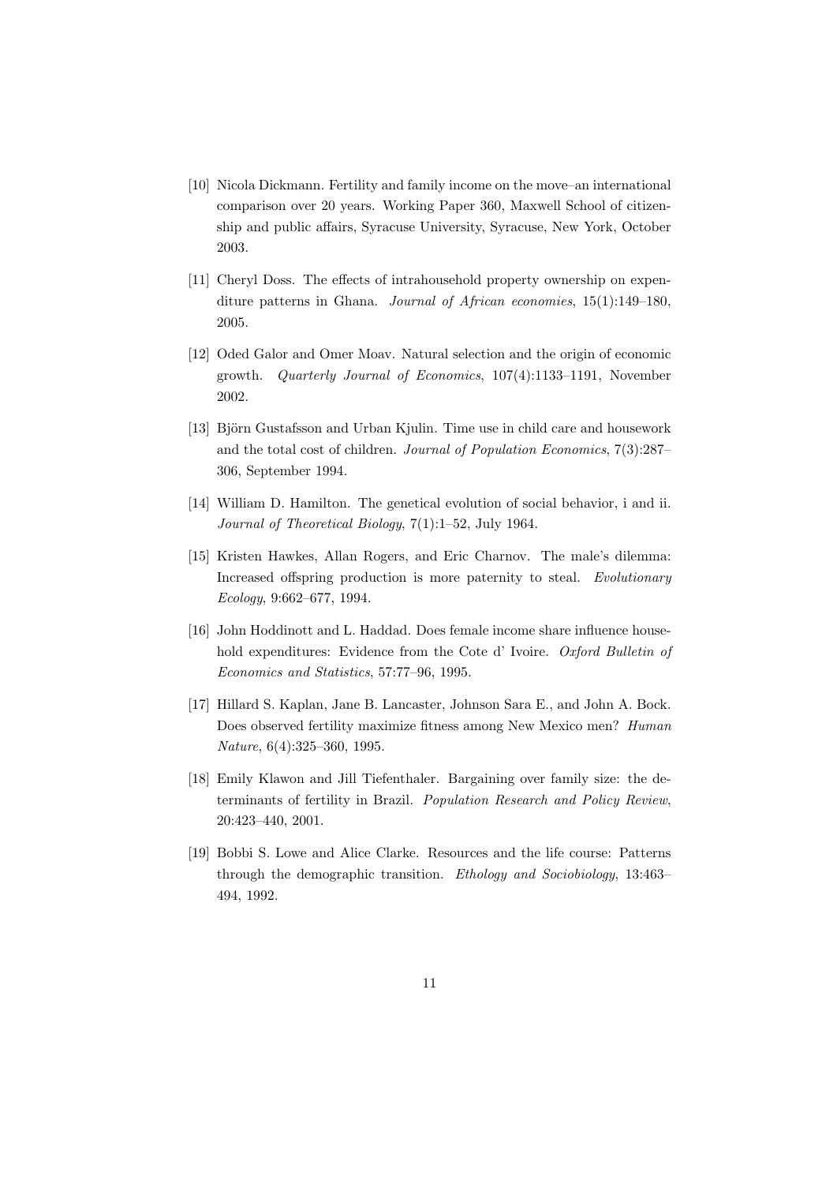[10] Nicola Dickmann. Fertility and family income on the move–an international comparison over 20 years. Working Paper 360, Maxwell School of citizenship and public affairs, Syracuse University, Syracuse, New York, October 2003.

[11] Cheryl Doss. The effects of intrahousehold property ownership on expenditure patterns in Ghana. *Journal of African economies*, 15(1):149–180, 2005.

[12] Oded Galor and Omer Moav. Natural selection and the origin of economic growth. *Quarterly Journal of Economics*, 107(4):1133–1191, November 2002.

[13] Björn Gustafsson and Urban Kjulin. Time use in child care and housework and the total cost of children. *Journal of Population Economics*, 7(3):287–306, September 1994.

[14] William D. Hamilton. The genetical evolution of social behavior, i and ii. *Journal of Theoretical Biology*, 7(1):1–52, July 1964.

[15] Kristen Hawkes, Allan Rogers, and Eric Charnov. The male's dilemma: Increased offspring production is more paternity to steal. *Evolutionary Ecology*, 9:662–677, 1994.

[16] John Hoddinott and L. Haddad. Does female income share influence household expenditures: Evidence from the Cote d' Ivoire. *Oxford Bulletin of Economics and Statistics*, 57:77–96, 1995.

[17] Hillard S. Kaplan, Jane B. Lancaster, Johnson Sara E., and John A. Bock. Does observed fertility maximize fitness among New Mexico men? *Human Nature*, 6(4):325–360, 1995.

[18] Emily Klawon and Jill Tiefenthaler. Bargaining over family size: the determinants of fertility in Brazil. *Population Research and Policy Review*, 20:423–440, 2001.

[19] Bobbi S. Lowe and Alice Clarke. Resources and the life course: Patterns through the demographic transition. *Ethology and Sociobiology*, 13:463–494, 1992.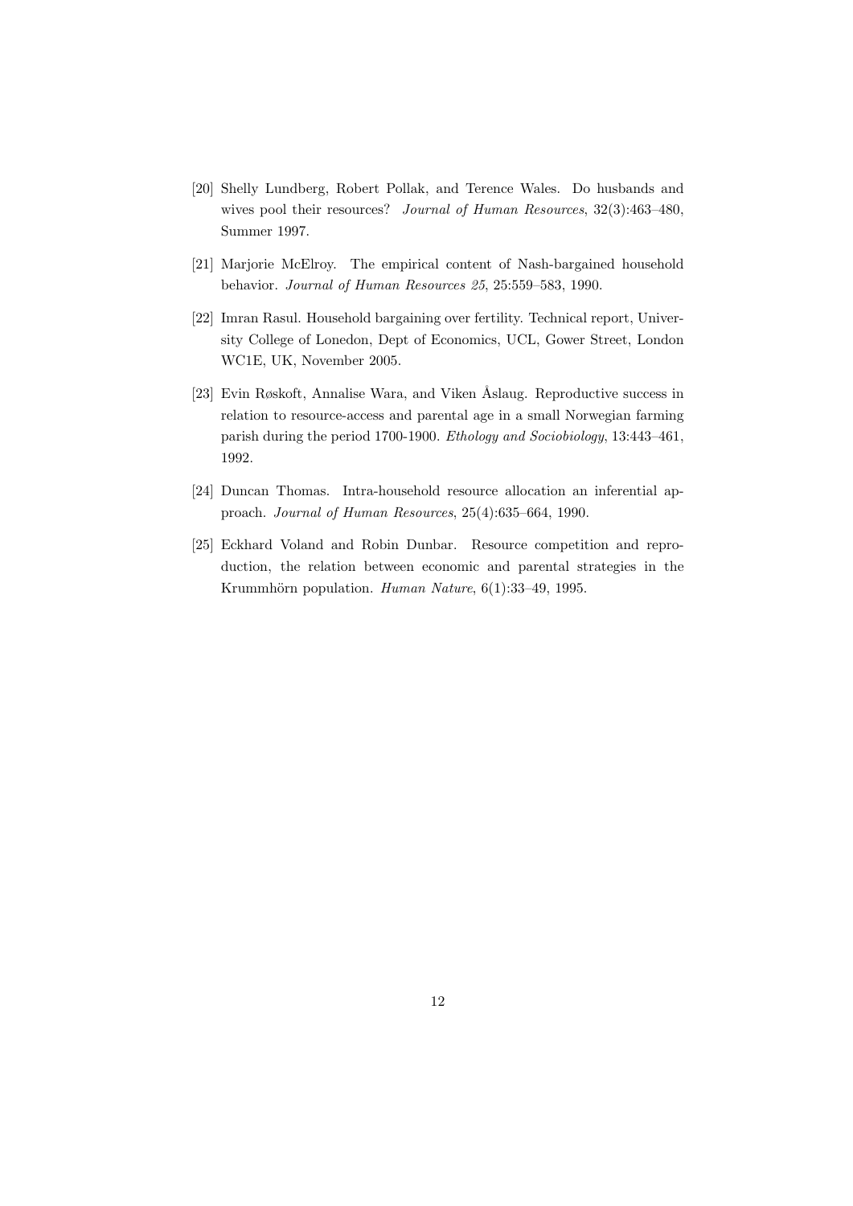[20] Shelly Lundberg, Robert Pollak, and Terence Wales. Do husbands and wives pool their resources? *Journal of Human Resources*, 32(3):463–480, Summer 1997.

[21] Marjorie McElroy. The empirical content of Nash-bargained household behavior. *Journal of Human Resources 25*, 25:559–583, 1990.

[22] Imran Rasul. Household bargaining over fertility. Technical report, University College of Lonedon, Dept of Economics, UCL, Gower Street, London WC1E, UK, November 2005.

[23] Evin Røskoft, Annalise Wara, and Viken Åslaug. Reproductive success in relation to resource-access and parental age in a small Norwegian farming parish during the period 1700-1900. *Ethology and Sociobiology*, 13:443–461, 1992.

[24] Duncan Thomas. Intra-household resource allocation an inferential approach. *Journal of Human Resources*, 25(4):635–664, 1990.

[25] Eckhard Voland and Robin Dunbar. Resource competition and reproduction, the relation between economic and parental strategies in the Krummhörn population. *Human Nature*, 6(1):33–49, 1995.